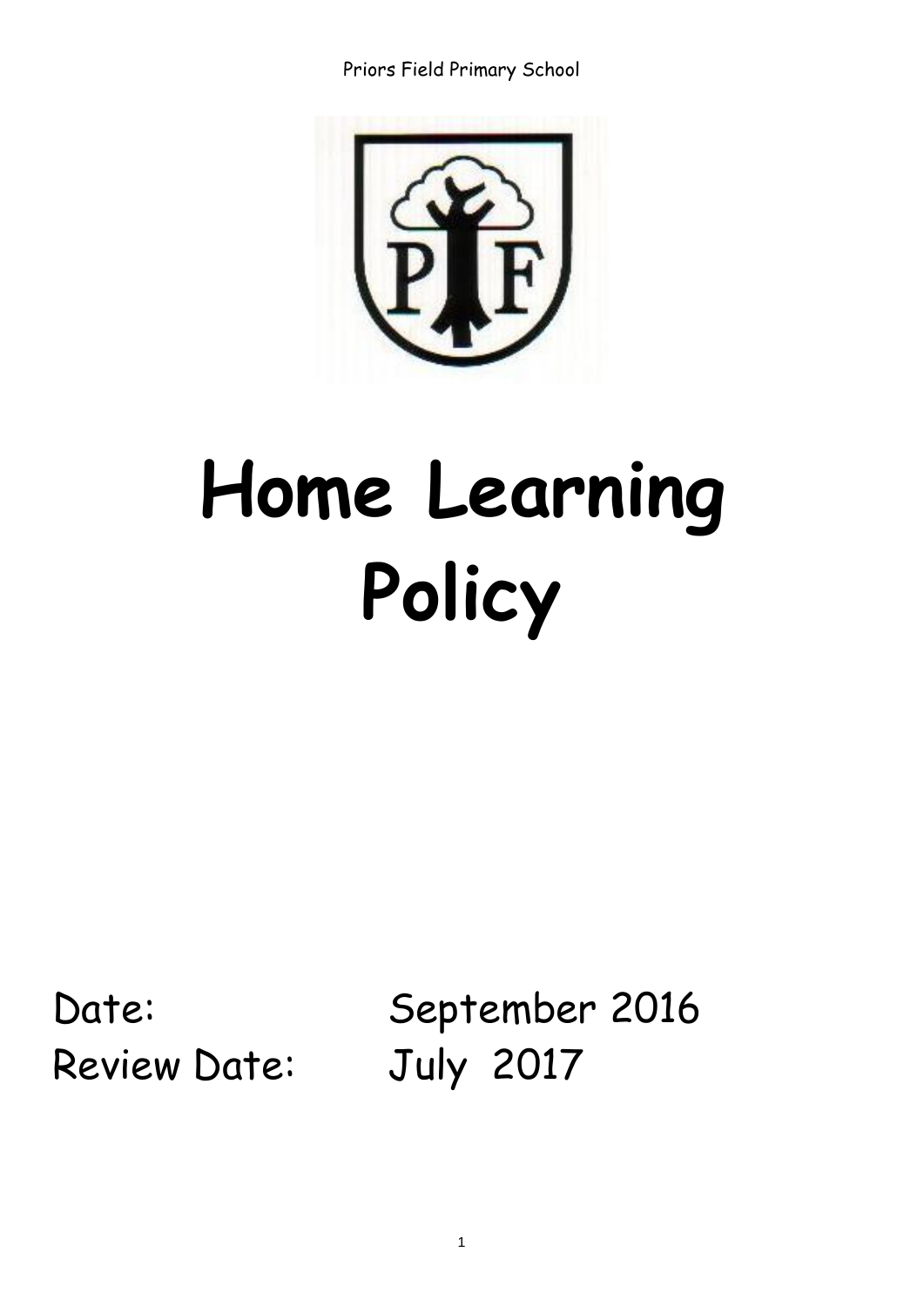# Home Learning Policy

Date: September 2016

Review Date: July 2017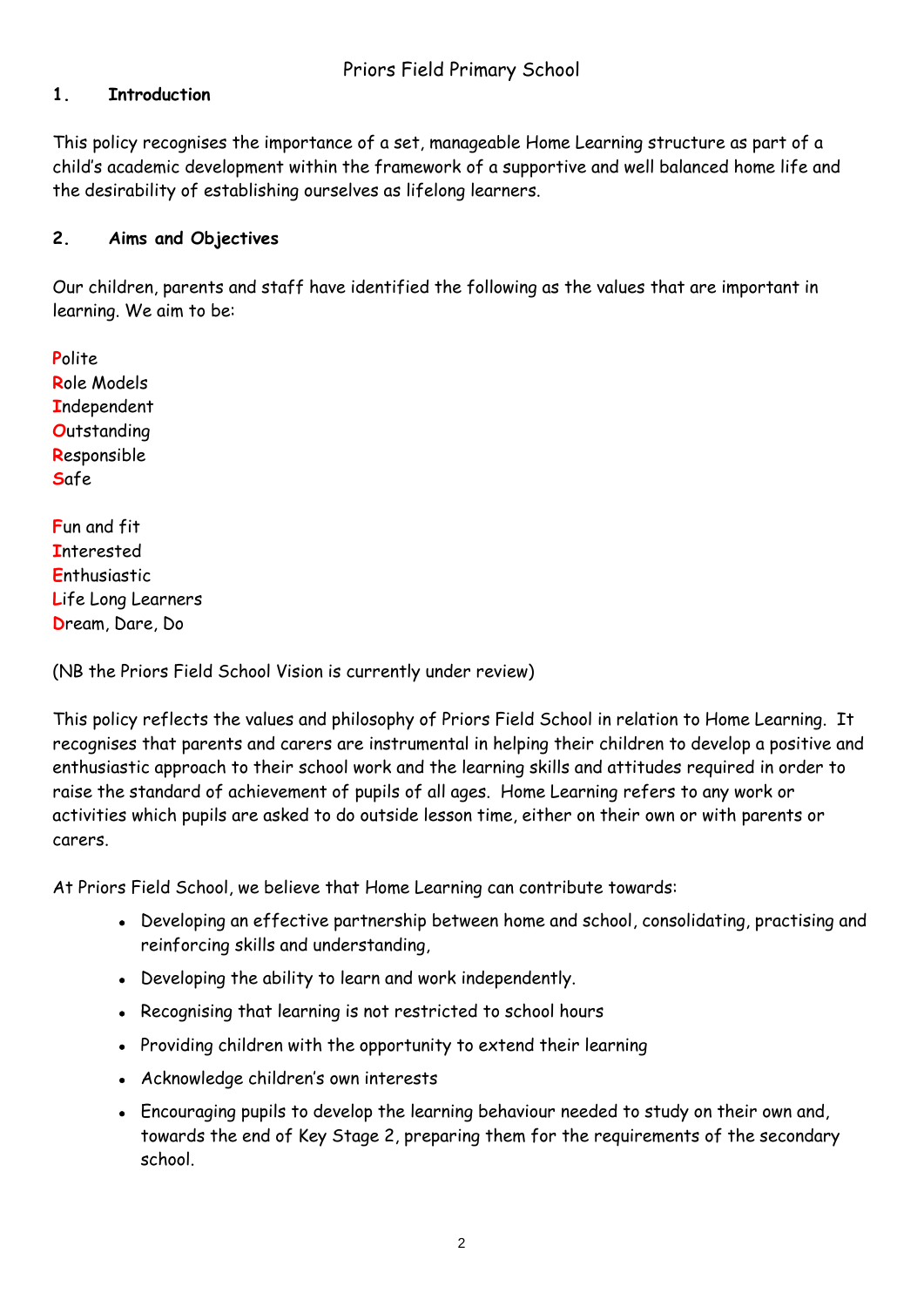Priors Field Primary School

## 1. Introduction

This policy recognises the importance of a set, manageable Home Learning structure as part of a child's academic development within the framework of a supportive and well balanced home life and the desirability of establishing ourselves as lifelong learners.

## 2. Aims and Objectives

Our children, parents and staff have identified the following as the values that are important in learning. We aim to be:

Polite
Role Models
Independent
Outstanding
Responsible
Safe

Fun and fit
Interested
Enthusiastic
Life Long Learners
Dream, Dare, Do

(NB the Priors Field School Vision is currently under review)

This policy reflects the values and philosophy of Priors Field School in relation to Home Learning. It recognises that parents and carers are instrumental in helping their children to develop a positive and enthusiastic approach to their school work and the learning skills and attitudes required in order to raise the standard of achievement of pupils of all ages. Home Learning refers to any work or activities which pupils are asked to do outside lesson time, either on their own or with parents or carers.

At Priors Field School, we believe that Home Learning can contribute towards:

- Developing an effective partnership between home and school, consolidating, practising and reinforcing skills and understanding,
- Developing the ability to learn and work independently.
- Recognising that learning is not restricted to school hours
- Providing children with the opportunity to extend their learning
- Acknowledge children's own interests
- Encouraging pupils to develop the learning behaviour needed to study on their own and, towards the end of Key Stage 2, preparing them for the requirements of the secondary school.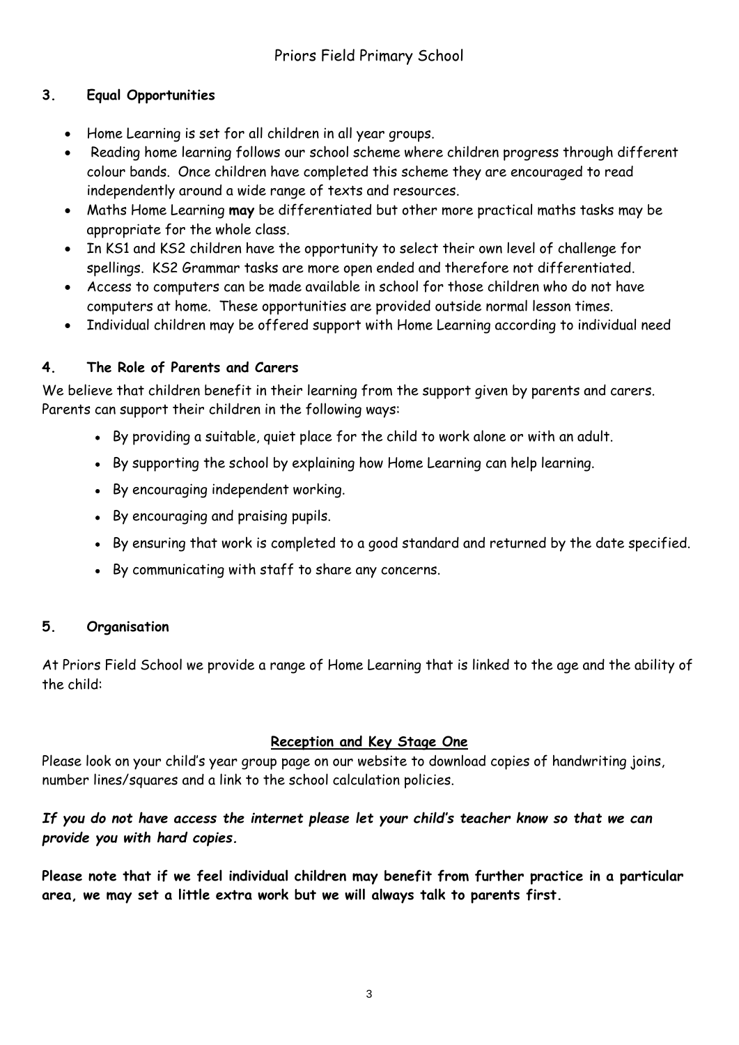## 3. Equal Opportunities

- Home Learning is set for all children in all year groups.
- Reading home learning follows our school scheme where children progress through different colour bands. Once children have completed this scheme they are encouraged to read independently around a wide range of texts and resources.
- Maths Home Learning **may** be differentiated but other more practical maths tasks may be appropriate for the whole class.
- In KS1 and KS2 children have the opportunity to select their own level of challenge for spellings. KS2 Grammar tasks are more open ended and therefore not differentiated.
- Access to computers can be made available in school for those children who do not have computers at home. These opportunities are provided outside normal lesson times.
- Individual children may be offered support with Home Learning according to individual need

## 4. The Role of Parents and Carers

We believe that children benefit in their learning from the support given by parents and carers. Parents can support their children in the following ways:

- By providing a suitable, quiet place for the child to work alone or with an adult.
- By supporting the school by explaining how Home Learning can help learning.
- By encouraging independent working.
- By encouraging and praising pupils.
- By ensuring that work is completed to a good standard and returned by the date specified.
- By communicating with staff to share any concerns.

## 5. Organisation

At Priors Field School we provide a range of Home Learning that is linked to the age and the ability of the child:

### Reception and Key Stage One

Please look on your child's year group page on our website to download copies of handwriting joins, number lines/squares and a link to the school calculation policies.

***If you do not have access the internet please let your child's teacher know so that we can provide you with hard copies.***

**Please note that if we feel individual children may benefit from further practice in a particular area, we may set a little extra work but we will always talk to parents first.**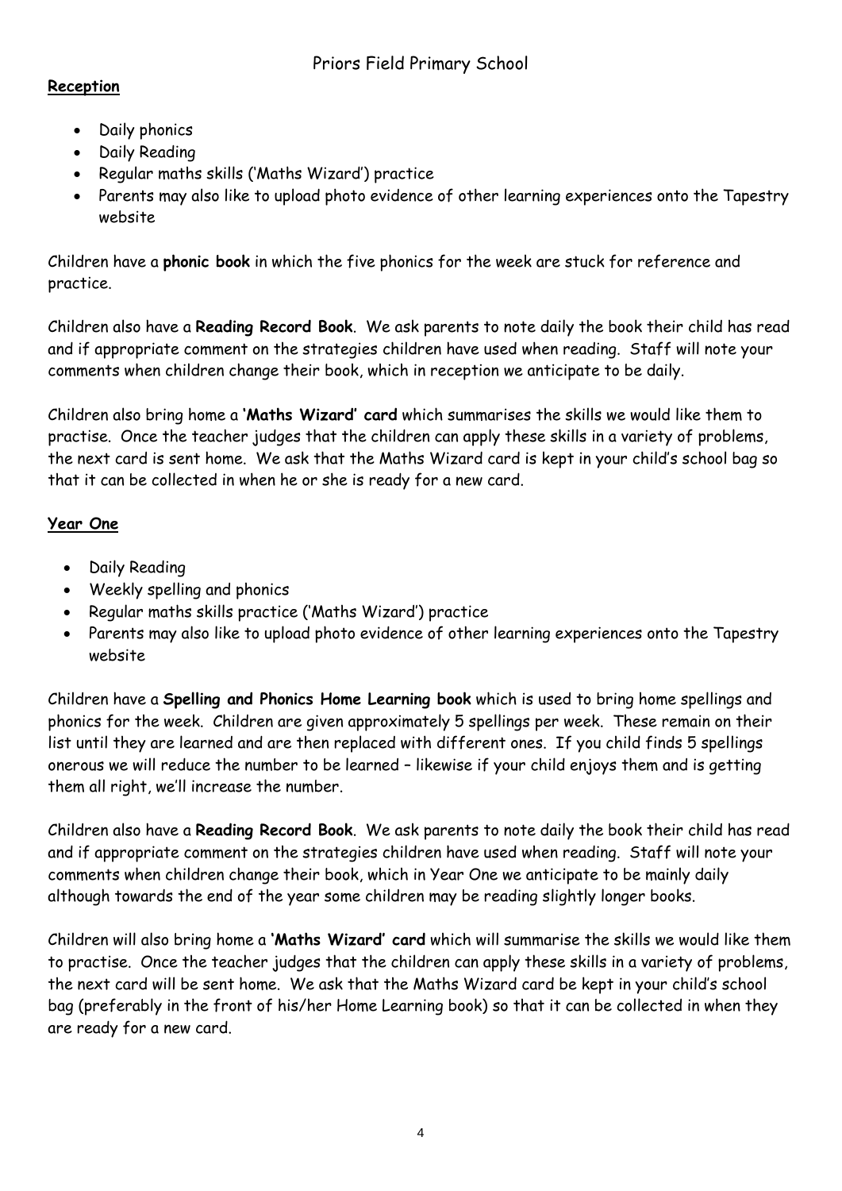Priors Field Primary School

**Reception**

- Daily phonics
- Daily Reading
- Regular maths skills ('Maths Wizard') practice
- Parents may also like to upload photo evidence of other learning experiences onto the Tapestry website

Children have a **phonic book** in which the five phonics for the week are stuck for reference and practice.

Children also have a **Reading Record Book**. We ask parents to note daily the book their child has read and if appropriate comment on the strategies children have used when reading. Staff will note your comments when children change their book, which in reception we anticipate to be daily.

Children also bring home a **'Maths Wizard' card** which summarises the skills we would like them to practise. Once the teacher judges that the children can apply these skills in a variety of problems, the next card is sent home. We ask that the Maths Wizard card is kept in your child's school bag so that it can be collected in when he or she is ready for a new card.

**Year One**

- Daily Reading
- Weekly spelling and phonics
- Regular maths skills practice ('Maths Wizard') practice
- Parents may also like to upload photo evidence of other learning experiences onto the Tapestry website

Children have a **Spelling and Phonics Home Learning book** which is used to bring home spellings and phonics for the week. Children are given approximately 5 spellings per week. These remain on their list until they are learned and are then replaced with different ones. If you child finds 5 spellings onerous we will reduce the number to be learned – likewise if your child enjoys them and is getting them all right, we'll increase the number.

Children also have a **Reading Record Book**. We ask parents to note daily the book their child has read and if appropriate comment on the strategies children have used when reading. Staff will note your comments when children change their book, which in Year One we anticipate to be mainly daily although towards the end of the year some children may be reading slightly longer books.

Children will also bring home a **'Maths Wizard' card** which will summarise the skills we would like them to practise. Once the teacher judges that the children can apply these skills in a variety of problems, the next card will be sent home. We ask that the Maths Wizard card be kept in your child's school bag (preferably in the front of his/her Home Learning book) so that it can be collected in when they are ready for a new card.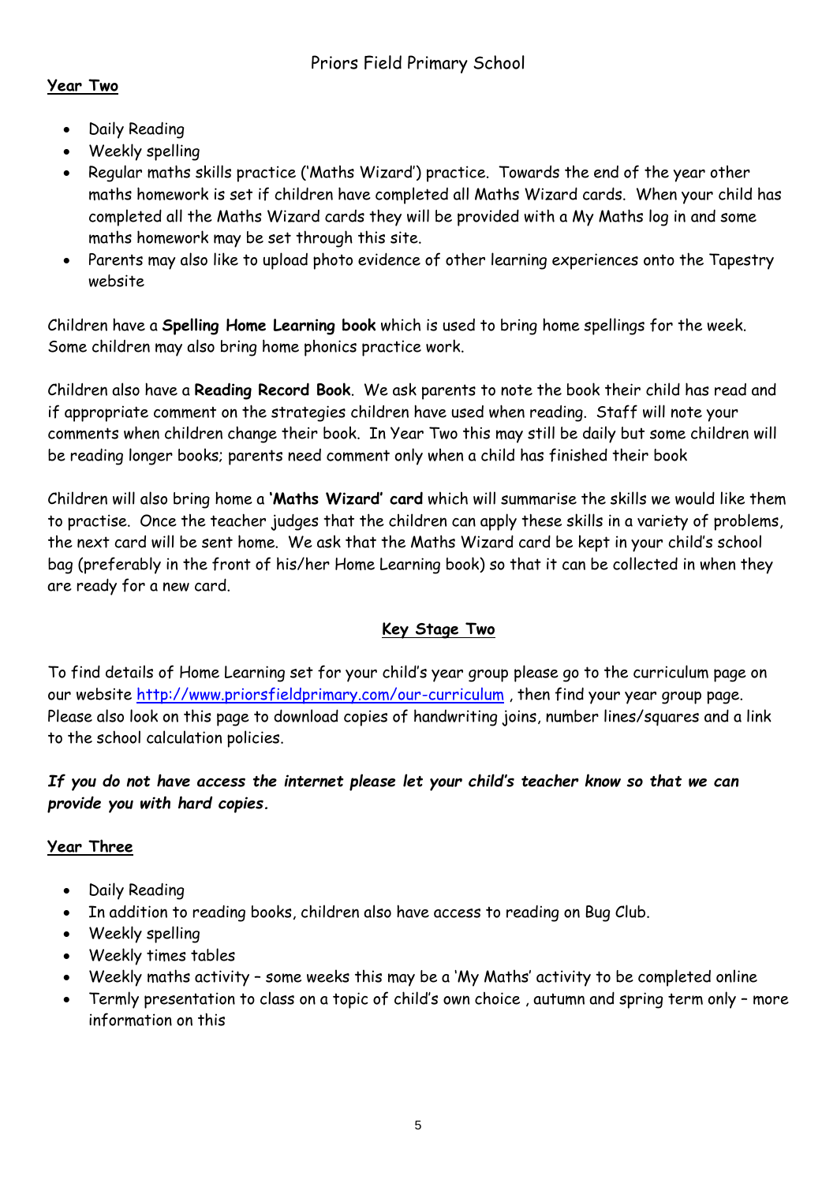**Year Two**

- Daily Reading
- Weekly spelling
- Regular maths skills practice ('Maths Wizard') practice. Towards the end of the year other maths homework is set if children have completed all Maths Wizard cards. When your child has completed all the Maths Wizard cards they will be provided with a My Maths log in and some maths homework may be set through this site.
- Parents may also like to upload photo evidence of other learning experiences onto the Tapestry website

Children have a **Spelling Home Learning book** which is used to bring home spellings for the week. Some children may also bring home phonics practice work.

Children also have a **Reading Record Book**. We ask parents to note the book their child has read and if appropriate comment on the strategies children have used when reading. Staff will note your comments when children change their book. In Year Two this may still be daily but some children will be reading longer books; parents need comment only when a child has finished their book

Children will also bring home a **'Maths Wizard' card** which will summarise the skills we would like them to practise. Once the teacher judges that the children can apply these skills in a variety of problems, the next card will be sent home. We ask that the Maths Wizard card be kept in your child's school bag (preferably in the front of his/her Home Learning book) so that it can be collected in when they are ready for a new card.

## Key Stage Two

To find details of Home Learning set for your child's year group please go to the curriculum page on our website http://www.priorsfieldprimary.com/our-curriculum , then find your year group page. Please also look on this page to download copies of handwriting joins, number lines/squares and a link to the school calculation policies.

***If you do not have access the internet please let your child's teacher know so that we can provide you with hard copies.***

**Year Three**

- Daily Reading
- In addition to reading books, children also have access to reading on Bug Club.
- Weekly spelling
- Weekly times tables
- Weekly maths activity – some weeks this may be a 'My Maths' activity to be completed online
- Termly presentation to class on a topic of child's own choice , autumn and spring term only – more information on this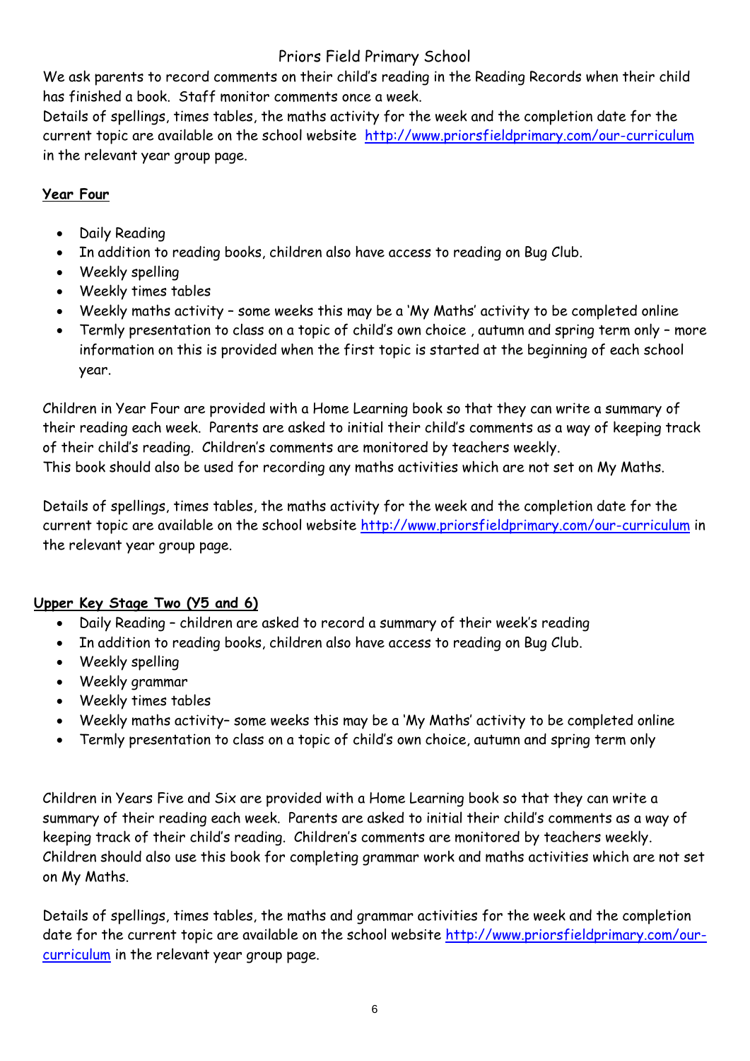Priors Field Primary School

We ask parents to record comments on their child's reading in the Reading Records when their child has finished a book. Staff monitor comments once a week.

Details of spellings, times tables, the maths activity for the week and the completion date for the current topic are available on the school website http://www.priorsfieldprimary.com/our-curriculum in the relevant year group page.

## Year Four

- Daily Reading
- In addition to reading books, children also have access to reading on Bug Club.
- Weekly spelling
- Weekly times tables
- Weekly maths activity – some weeks this may be a 'My Maths' activity to be completed online
- Termly presentation to class on a topic of child's own choice , autumn and spring term only – more information on this is provided when the first topic is started at the beginning of each school year.

Children in Year Four are provided with a Home Learning book so that they can write a summary of their reading each week. Parents are asked to initial their child's comments as a way of keeping track of their child's reading. Children's comments are monitored by teachers weekly.
This book should also be used for recording any maths activities which are not set on My Maths.

Details of spellings, times tables, the maths activity for the week and the completion date for the current topic are available on the school website http://www.priorsfieldprimary.com/our-curriculum in the relevant year group page.

## Upper Key Stage Two (Y5 and 6)

- Daily Reading – children are asked to record a summary of their week's reading
- In addition to reading books, children also have access to reading on Bug Club.
- Weekly spelling
- Weekly grammar
- Weekly times tables
- Weekly maths activity– some weeks this may be a 'My Maths' activity to be completed online
- Termly presentation to class on a topic of child's own choice, autumn and spring term only

Children in Years Five and Six are provided with a Home Learning book so that they can write a summary of their reading each week. Parents are asked to initial their child's comments as a way of keeping track of their child's reading. Children's comments are monitored by teachers weekly. Children should also use this book for completing grammar work and maths activities which are not set on My Maths.

Details of spellings, times tables, the maths and grammar activities for the week and the completion date for the current topic are available on the school website http://www.priorsfieldprimary.com/our-curriculum in the relevant year group page.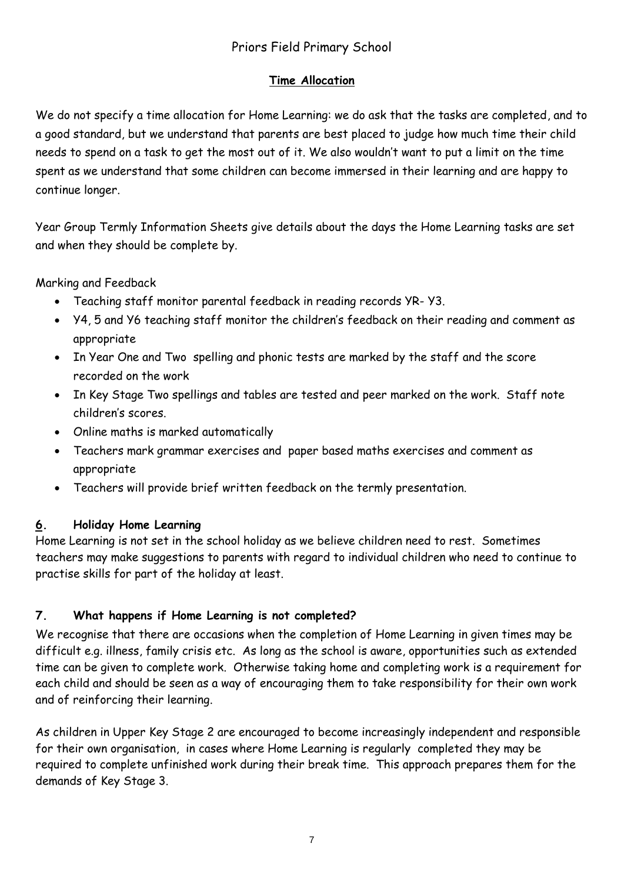Priors Field Primary School

## Time Allocation

We do not specify a time allocation for Home Learning: we do ask that the tasks are completed, and to a good standard, but we understand that parents are best placed to judge how much time their child needs to spend on a task to get the most out of it. We also wouldn't want to put a limit on the time spent as we understand that some children can become immersed in their learning and are happy to continue longer.

Year Group Termly Information Sheets give details about the days the Home Learning tasks are set and when they should be complete by.

Marking and Feedback

- Teaching staff monitor parental feedback in reading records YR- Y3.
- Y4, 5 and Y6 teaching staff monitor the children's feedback on their reading and comment as appropriate
- In Year One and Two spelling and phonic tests are marked by the staff and the score recorded on the work
- In Key Stage Two spellings and tables are tested and peer marked on the work. Staff note children's scores.
- Online maths is marked automatically
- Teachers mark grammar exercises and paper based maths exercises and comment as appropriate
- Teachers will provide brief written feedback on the termly presentation.

## 6. Holiday Home Learning

Home Learning is not set in the school holiday as we believe children need to rest. Sometimes teachers may make suggestions to parents with regard to individual children who need to continue to practise skills for part of the holiday at least.

## 7. What happens if Home Learning is not completed?

We recognise that there are occasions when the completion of Home Learning in given times may be difficult e.g. illness, family crisis etc. As long as the school is aware, opportunities such as extended time can be given to complete work. Otherwise taking home and completing work is a requirement for each child and should be seen as a way of encouraging them to take responsibility for their own work and of reinforcing their learning.

As children in Upper Key Stage 2 are encouraged to become increasingly independent and responsible for their own organisation, in cases where Home Learning is regularly completed they may be required to complete unfinished work during their break time. This approach prepares them for the demands of Key Stage 3.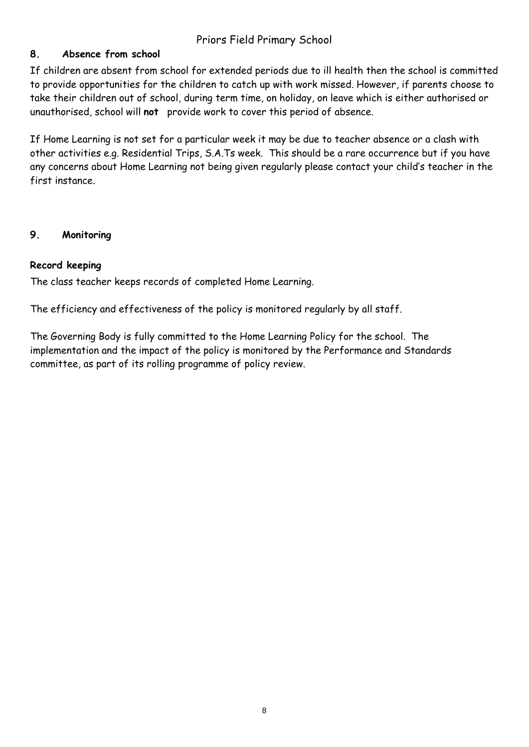## 8. Absence from school

If children are absent from school for extended periods due to ill health then the school is committed to provide opportunities for the children to catch up with work missed. However, if parents choose to take their children out of school, during term time, on holiday, on leave which is either authorised or unauthorised, school will **not** provide work to cover this period of absence.

If Home Learning is not set for a particular week it may be due to teacher absence or a clash with other activities e.g. Residential Trips, S.A.Ts week. This should be a rare occurrence but if you have any concerns about Home Learning not being given regularly please contact your child's teacher in the first instance.

## 9. Monitoring

### Record keeping

The class teacher keeps records of completed Home Learning.

The efficiency and effectiveness of the policy is monitored regularly by all staff.

The Governing Body is fully committed to the Home Learning Policy for the school. The implementation and the impact of the policy is monitored by the Performance and Standards committee, as part of its rolling programme of policy review.